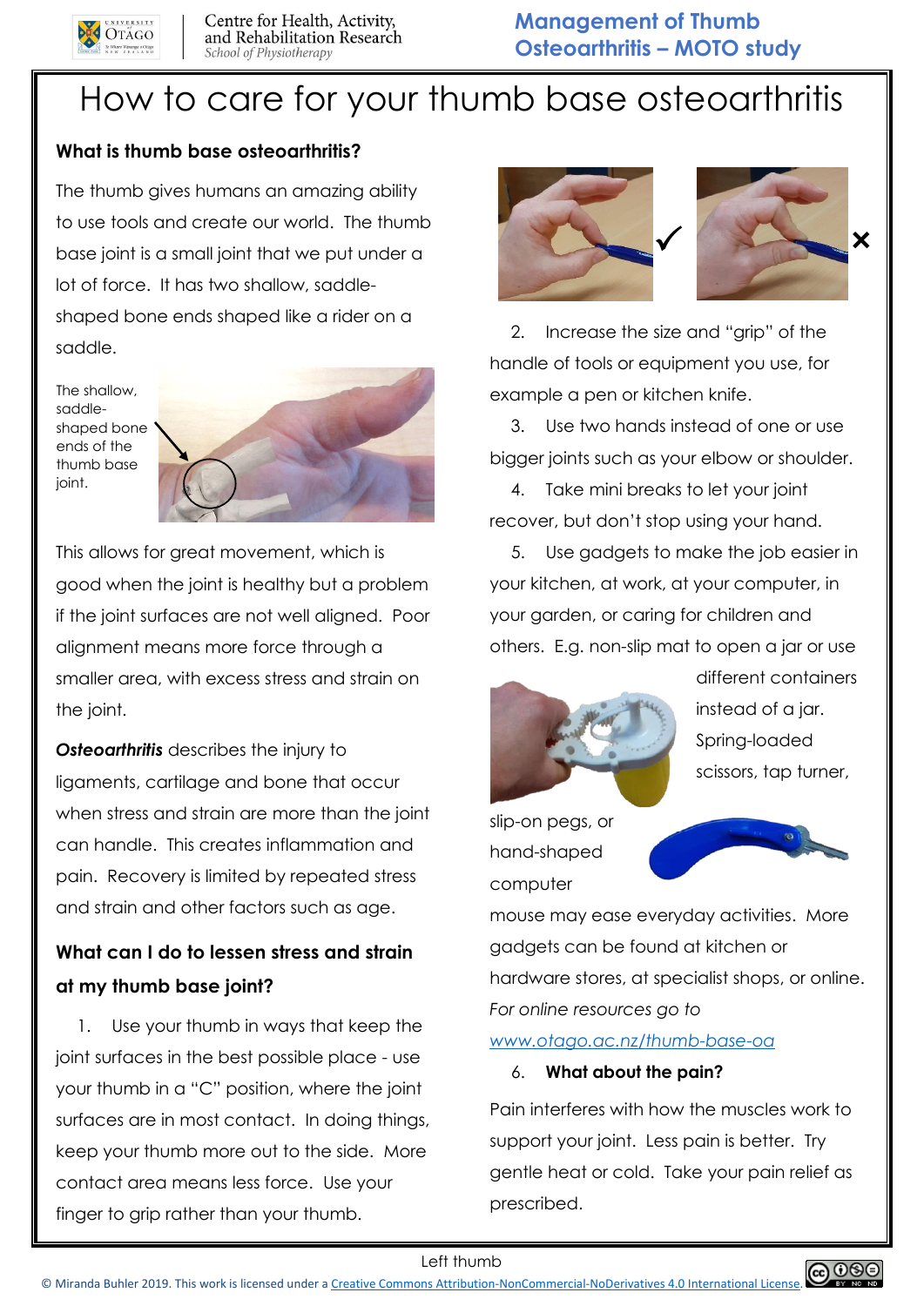Centre for Health, Activity, and Rehabilitation Research
*School of Physiotherapy*

**Management of Thumb Osteoarthritis – MOTO study**

# How to care for your thumb base osteoarthritis

### What is thumb base osteoarthritis?

The thumb gives humans an amazing ability to use tools and create our world. The thumb base joint is a small joint that we put under a lot of force. It has two shallow, saddle-shaped bone ends shaped like a rider on a saddle.

The shallow, saddle-shaped bone ends of the thumb base joint.

This allows for great movement, which is good when the joint is healthy but a problem if the joint surfaces are not well aligned. Poor alignment means more force through a smaller area, with excess stress and strain on the joint.

***Osteoarthritis*** describes the injury to ligaments, cartilage and bone that occur when stress and strain are more than the joint can handle. This creates inflammation and pain. Recovery is limited by repeated stress and strain and other factors such as age.

### What can I do to lessen stress and strain at my thumb base joint?

1. Use your thumb in ways that keep the joint surfaces in the best possible place - use your thumb in a "C" position, where the joint surfaces are in most contact. In doing things, keep your thumb more out to the side. More contact area means less force. Use your finger to grip rather than your thumb.

✓ ✕

2. Increase the size and "grip" of the handle of tools or equipment you use, for example a pen or kitchen knife.
3. Use two hands instead of one or use bigger joints such as your elbow or shoulder.
4. Take mini breaks to let your joint recover, but don't stop using your hand.
5. Use gadgets to make the job easier in your kitchen, at work, at your computer, in your garden, or caring for children and others. E.g. non-slip mat to open a jar or use different containers instead of a jar. Spring-loaded scissors, tap turner, slip-on pegs, or hand-shaped computer mouse may ease everyday activities. More gadgets can be found at kitchen or hardware stores, at specialist shops, or online. *For online resources go to* [www.otago.ac.nz/thumb-base-oa](www.otago.ac.nz/thumb-base-oa)
6. **What about the pain?**

Pain interferes with how the muscles work to support your joint. Less pain is better. Try gentle heat or cold. Take your pain relief as prescribed.

Left thumb

© Miranda Buhler 2019. This work is licensed under a Creative Commons Attribution-NonCommercial-NoDerivatives 4.0 International License.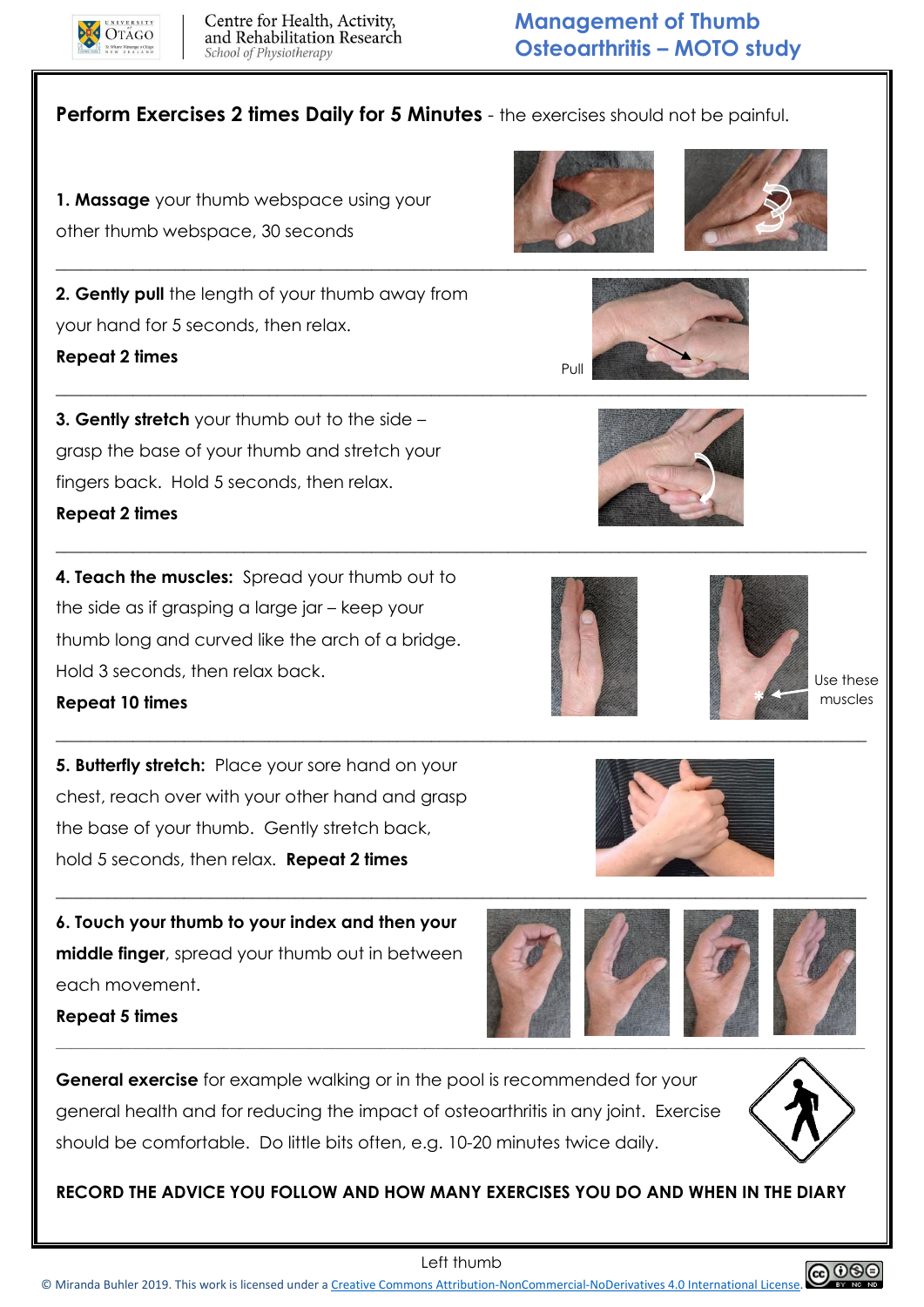**Perform Exercises 2 times Daily for 5 Minutes** - the exercises should not be painful.

**1. Massage** your thumb webspace using your other thumb webspace, 30 seconds

**2. Gently pull** the length of your thumb away from your hand for 5 seconds, then relax.
**Repeat 2 times**

Pull

**3. Gently stretch** your thumb out to the side – grasp the base of your thumb and stretch your fingers back. Hold 5 seconds, then relax.
**Repeat 2 times**

**4. Teach the muscles:** Spread your thumb out to the side as if grasping a large jar – keep your thumb long and curved like the arch of a bridge. Hold 3 seconds, then relax back.
**Repeat 10 times**

Use these muscles

**5. Butterfly stretch:** Place your sore hand on your chest, reach over with your other hand and grasp the base of your thumb. Gently stretch back, hold 5 seconds, then relax. **Repeat 2 times**

**6. Touch your thumb to your index and then your middle finger**, spread your thumb out in between each movement.
**Repeat 5 times**

**General exercise** for example walking or in the pool is recommended for your general health and for reducing the impact of osteoarthritis in any joint. Exercise should be comfortable. Do little bits often, e.g. 10-20 minutes twice daily.

**RECORD THE ADVICE YOU FOLLOW AND HOW MANY EXERCISES YOU DO AND WHEN IN THE DIARY**

Left thumb

© Miranda Buhler 2019. This work is licensed under a Creative Commons Attribution-NonCommercial-NoDerivatives 4.0 International License.